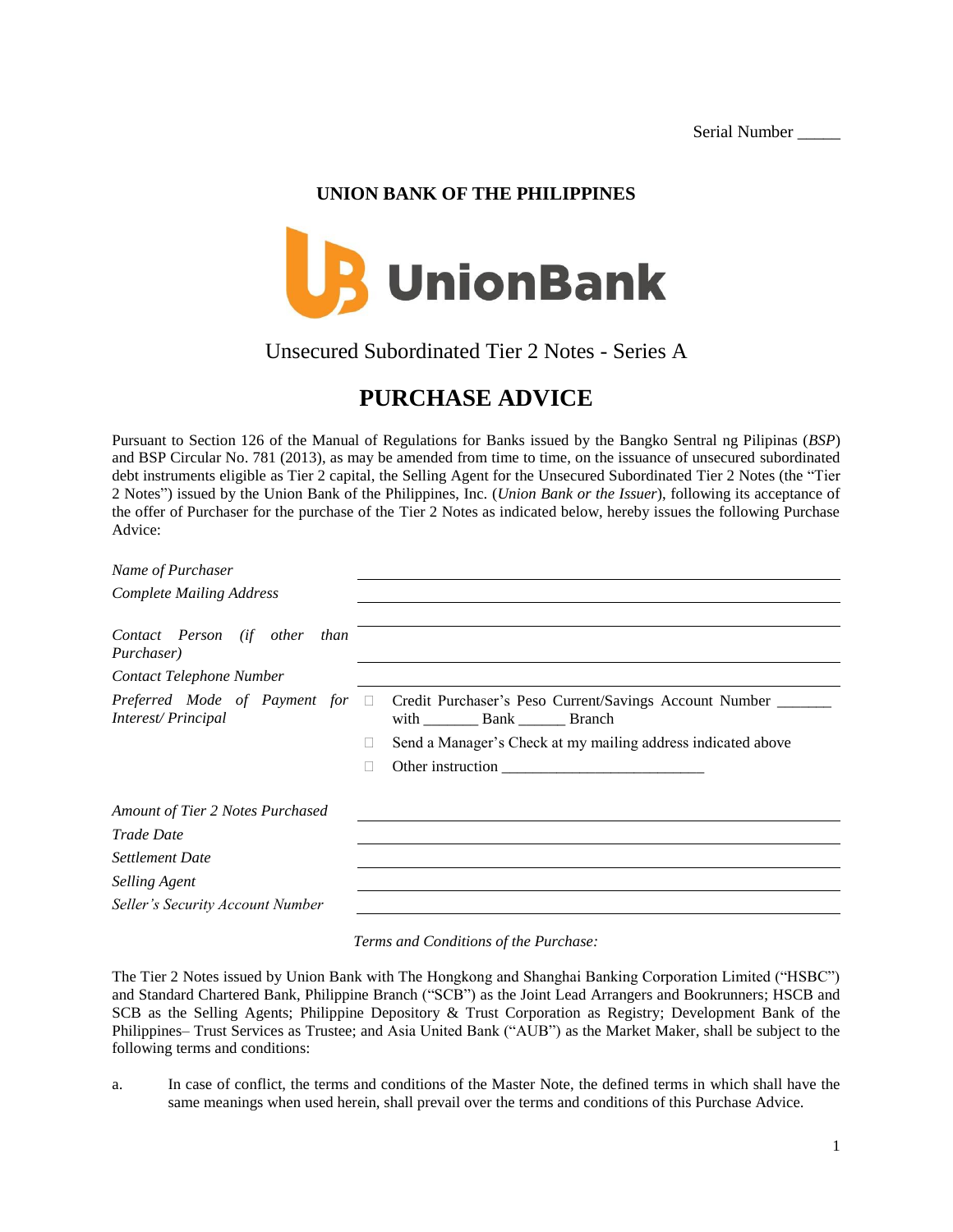Serial Number _____

**UNION BANK OF THE PHILIPPINES**

Unsecured Subordinated Tier 2 Notes - Series A

# PURCHASE ADVICE

Pursuant to Section 126 of the Manual of Regulations for Banks issued by the Bangko Sentral ng Pilipinas (*BSP*) and BSP Circular No. 781 (2013), as may be amended from time to time, on the issuance of unsecured subordinated debt instruments eligible as Tier 2 capital, the Selling Agent for the Unsecured Subordinated Tier 2 Notes (the "Tier 2 Notes") issued by the Union Bank of the Philippines, Inc. (*Union Bank or the Issuer*), following its acceptance of the offer of Purchaser for the purchase of the Tier 2 Notes as indicated below, hereby issues the following Purchase Advice:

| | |
|---|---|
| *Name of Purchaser* | ______________________________ |
| *Complete Mailing Address* | ______________________________ |
| | ______________________________ |
| *Contact Person (if other than Purchaser)* | ______________________________ |
| *Contact Telephone Number* | ______________________________ |
| *Preferred Mode of Payment for Interest/ Principal* | ☐ Credit Purchaser's Peso Current/Savings Account Number _______ with _______ Bank ______ Branch |
| | ☐ Send a Manager's Check at my mailing address indicated above |
| | ☐ Other instruction __________________________ |
| *Amount of Tier 2 Notes Purchased* | ______________________________ |
| *Trade Date* | ______________________________ |
| *Settlement Date* | ______________________________ |
| *Selling Agent* | ______________________________ |
| *Seller's Security Account Number* | ______________________________ |

*Terms and Conditions of the Purchase:*

The Tier 2 Notes issued by Union Bank with The Hongkong and Shanghai Banking Corporation Limited ("HSBC") and Standard Chartered Bank, Philippine Branch ("SCB") as the Joint Lead Arrangers and Bookrunners; HSCB and SCB as the Selling Agents; Philippine Depository & Trust Corporation as Registry; Development Bank of the Philippines– Trust Services as Trustee; and Asia United Bank ("AUB") as the Market Maker, shall be subject to the following terms and conditions:

a. In case of conflict, the terms and conditions of the Master Note, the defined terms in which shall have the same meanings when used herein, shall prevail over the terms and conditions of this Purchase Advice.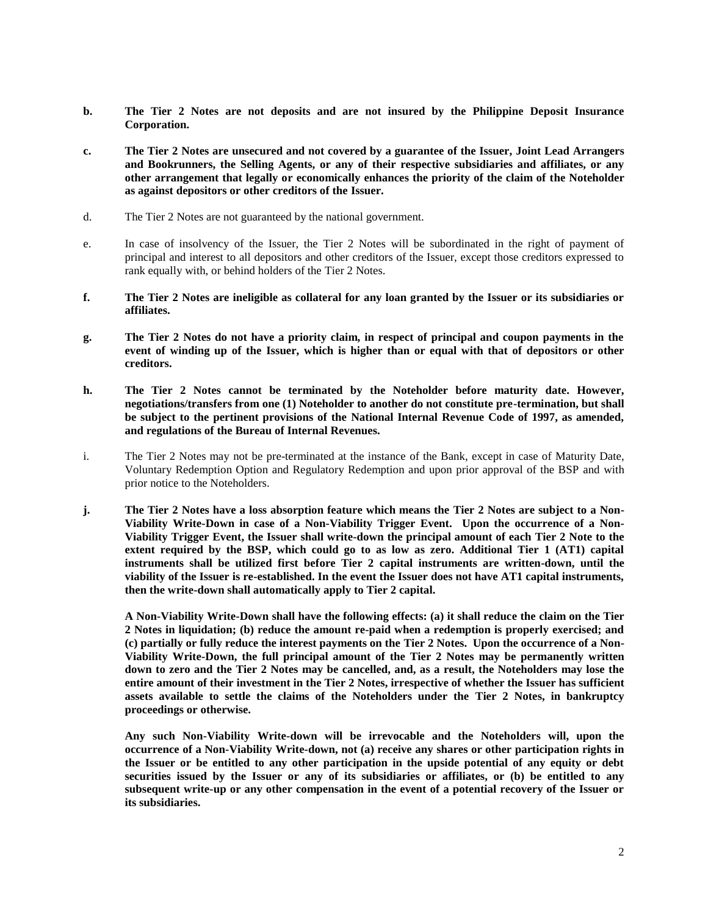**b. The Tier 2 Notes are not deposits and are not insured by the Philippine Deposit Insurance Corporation.**

**c. The Tier 2 Notes are unsecured and not covered by a guarantee of the Issuer, Joint Lead Arrangers and Bookrunners, the Selling Agents, or any of their respective subsidiaries and affiliates, or any other arrangement that legally or economically enhances the priority of the claim of the Noteholder as against depositors or other creditors of the Issuer.**

d. The Tier 2 Notes are not guaranteed by the national government.

e. In case of insolvency of the Issuer, the Tier 2 Notes will be subordinated in the right of payment of principal and interest to all depositors and other creditors of the Issuer, except those creditors expressed to rank equally with, or behind holders of the Tier 2 Notes.

**f. The Tier 2 Notes are ineligible as collateral for any loan granted by the Issuer or its subsidiaries or affiliates.**

**g. The Tier 2 Notes do not have a priority claim, in respect of principal and coupon payments in the event of winding up of the Issuer, which is higher than or equal with that of depositors or other creditors.**

**h. The Tier 2 Notes cannot be terminated by the Noteholder before maturity date. However, negotiations/transfers from one (1) Noteholder to another do not constitute pre-termination, but shall be subject to the pertinent provisions of the National Internal Revenue Code of 1997, as amended, and regulations of the Bureau of Internal Revenues.**

i. The Tier 2 Notes may not be pre-terminated at the instance of the Bank, except in case of Maturity Date, Voluntary Redemption Option and Regulatory Redemption and upon prior approval of the BSP and with prior notice to the Noteholders.

**j. The Tier 2 Notes have a loss absorption feature which means the Tier 2 Notes are subject to a Non-Viability Write-Down in case of a Non-Viability Trigger Event. Upon the occurrence of a Non-Viability Trigger Event, the Issuer shall write-down the principal amount of each Tier 2 Note to the extent required by the BSP, which could go to as low as zero. Additional Tier 1 (AT1) capital instruments shall be utilized first before Tier 2 capital instruments are written-down, until the viability of the Issuer is re-established. In the event the Issuer does not have AT1 capital instruments, then the write-down shall automatically apply to Tier 2 capital.**

**A Non-Viability Write-Down shall have the following effects: (a) it shall reduce the claim on the Tier 2 Notes in liquidation; (b) reduce the amount re-paid when a redemption is properly exercised; and (c) partially or fully reduce the interest payments on the Tier 2 Notes. Upon the occurrence of a Non-Viability Write-Down, the full principal amount of the Tier 2 Notes may be permanently written down to zero and the Tier 2 Notes may be cancelled, and, as a result, the Noteholders may lose the entire amount of their investment in the Tier 2 Notes, irrespective of whether the Issuer has sufficient assets available to settle the claims of the Noteholders under the Tier 2 Notes, in bankruptcy proceedings or otherwise.**

**Any such Non-Viability Write-down will be irrevocable and the Noteholders will, upon the occurrence of a Non-Viability Write-down, not (a) receive any shares or other participation rights in the Issuer or be entitled to any other participation in the upside potential of any equity or debt securities issued by the Issuer or any of its subsidiaries or affiliates, or (b) be entitled to any subsequent write-up or any other compensation in the event of a potential recovery of the Issuer or its subsidiaries.**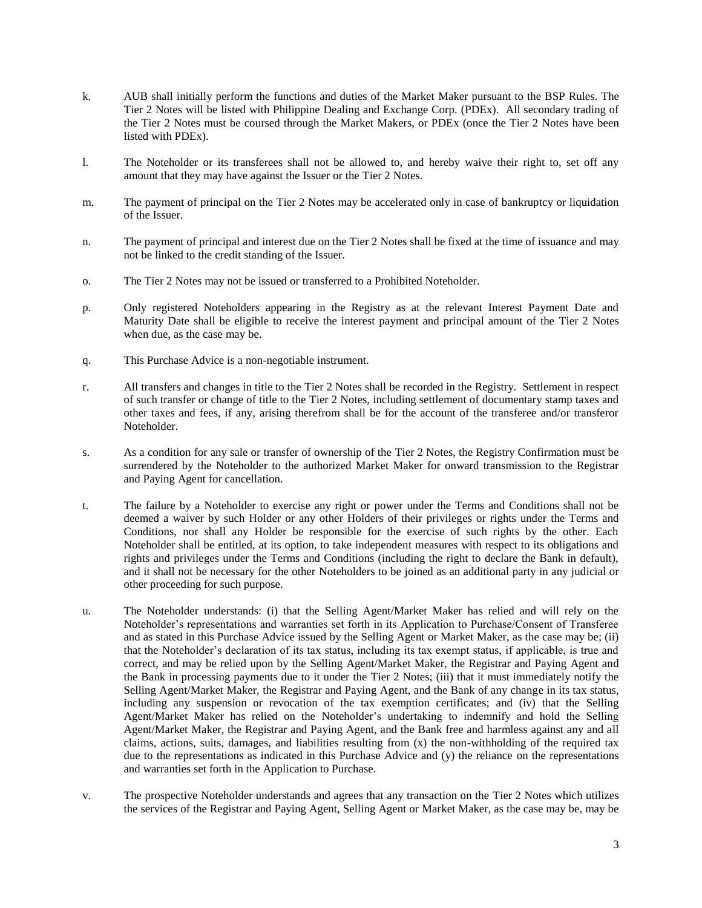k. AUB shall initially perform the functions and duties of the Market Maker pursuant to the BSP Rules. The Tier 2 Notes will be listed with Philippine Dealing and Exchange Corp. (PDEx). All secondary trading of the Tier 2 Notes must be coursed through the Market Makers, or PDEx (once the Tier 2 Notes have been listed with PDEx).

l. The Noteholder or its transferees shall not be allowed to, and hereby waive their right to, set off any amount that they may have against the Issuer or the Tier 2 Notes.

m. The payment of principal on the Tier 2 Notes may be accelerated only in case of bankruptcy or liquidation of the Issuer.

n. The payment of principal and interest due on the Tier 2 Notes shall be fixed at the time of issuance and may not be linked to the credit standing of the Issuer.

o. The Tier 2 Notes may not be issued or transferred to a Prohibited Noteholder.

p. Only registered Noteholders appearing in the Registry as at the relevant Interest Payment Date and Maturity Date shall be eligible to receive the interest payment and principal amount of the Tier 2 Notes when due, as the case may be.

q. This Purchase Advice is a non-negotiable instrument.

r. All transfers and changes in title to the Tier 2 Notes shall be recorded in the Registry. Settlement in respect of such transfer or change of title to the Tier 2 Notes, including settlement of documentary stamp taxes and other taxes and fees, if any, arising therefrom shall be for the account of the transferee and/or transferor Noteholder.

s. As a condition for any sale or transfer of ownership of the Tier 2 Notes, the Registry Confirmation must be surrendered by the Noteholder to the authorized Market Maker for onward transmission to the Registrar and Paying Agent for cancellation.

t. The failure by a Noteholder to exercise any right or power under the Terms and Conditions shall not be deemed a waiver by such Holder or any other Holders of their privileges or rights under the Terms and Conditions, nor shall any Holder be responsible for the exercise of such rights by the other. Each Noteholder shall be entitled, at its option, to take independent measures with respect to its obligations and rights and privileges under the Terms and Conditions (including the right to declare the Bank in default), and it shall not be necessary for the other Noteholders to be joined as an additional party in any judicial or other proceeding for such purpose.

u. The Noteholder understands: (i) that the Selling Agent/Market Maker has relied and will rely on the Noteholder's representations and warranties set forth in its Application to Purchase/Consent of Transferee and as stated in this Purchase Advice issued by the Selling Agent or Market Maker, as the case may be; (ii) that the Noteholder's declaration of its tax status, including its tax exempt status, if applicable, is true and correct, and may be relied upon by the Selling Agent/Market Maker, the Registrar and Paying Agent and the Bank in processing payments due to it under the Tier 2 Notes; (iii) that it must immediately notify the Selling Agent/Market Maker, the Registrar and Paying Agent, and the Bank of any change in its tax status, including any suspension or revocation of the tax exemption certificates; and (iv) that the Selling Agent/Market Maker has relied on the Noteholder's undertaking to indemnify and hold the Selling Agent/Market Maker, the Registrar and Paying Agent, and the Bank free and harmless against any and all claims, actions, suits, damages, and liabilities resulting from (x) the non-withholding of the required tax due to the representations as indicated in this Purchase Advice and (y) the reliance on the representations and warranties set forth in the Application to Purchase.

v. The prospective Noteholder understands and agrees that any transaction on the Tier 2 Notes which utilizes the services of the Registrar and Paying Agent, Selling Agent or Market Maker, as the case may be, may be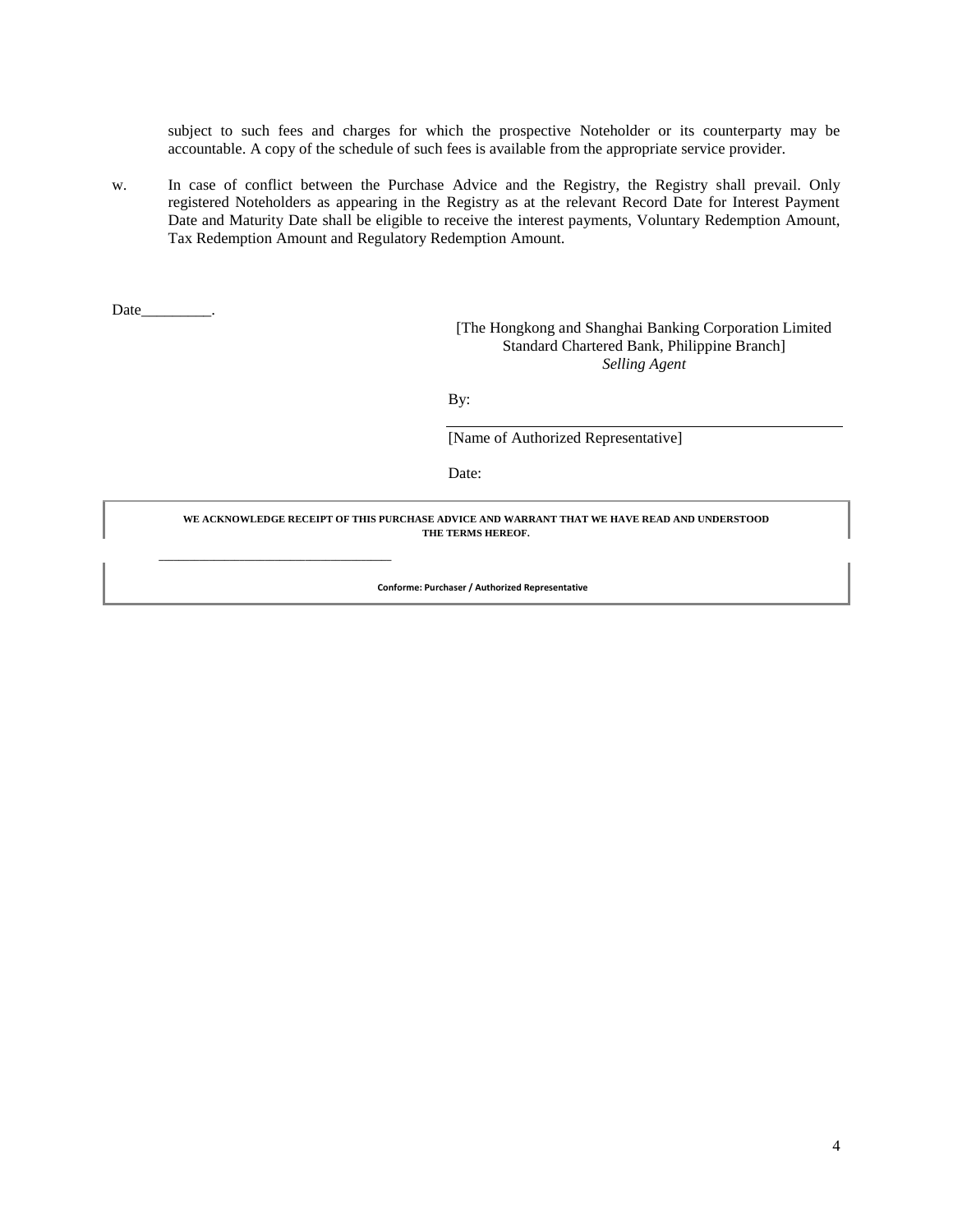subject to such fees and charges for which the prospective Noteholder or its counterparty may be accountable. A copy of the schedule of such fees is available from the appropriate service provider.

w. In case of conflict between the Purchase Advice and the Registry, the Registry shall prevail. Only registered Noteholders as appearing in the Registry as at the relevant Record Date for Interest Payment Date and Maturity Date shall be eligible to receive the interest payments, Voluntary Redemption Amount, Tax Redemption Amount and Regulatory Redemption Amount.

Date_________.

[The Hongkong and Shanghai Banking Corporation Limited
Standard Chartered Bank, Philippine Branch]
*Selling Agent*

By:

______________________________________________

[Name of Authorized Representative]

Date:

**WE ACKNOWLEDGE RECEIPT OF THIS PURCHASE ADVICE AND WARRANT THAT WE HAVE READ AND UNDERSTOOD THE TERMS HEREOF.**

________________________________

**Conforme: Purchaser / Authorized Representative**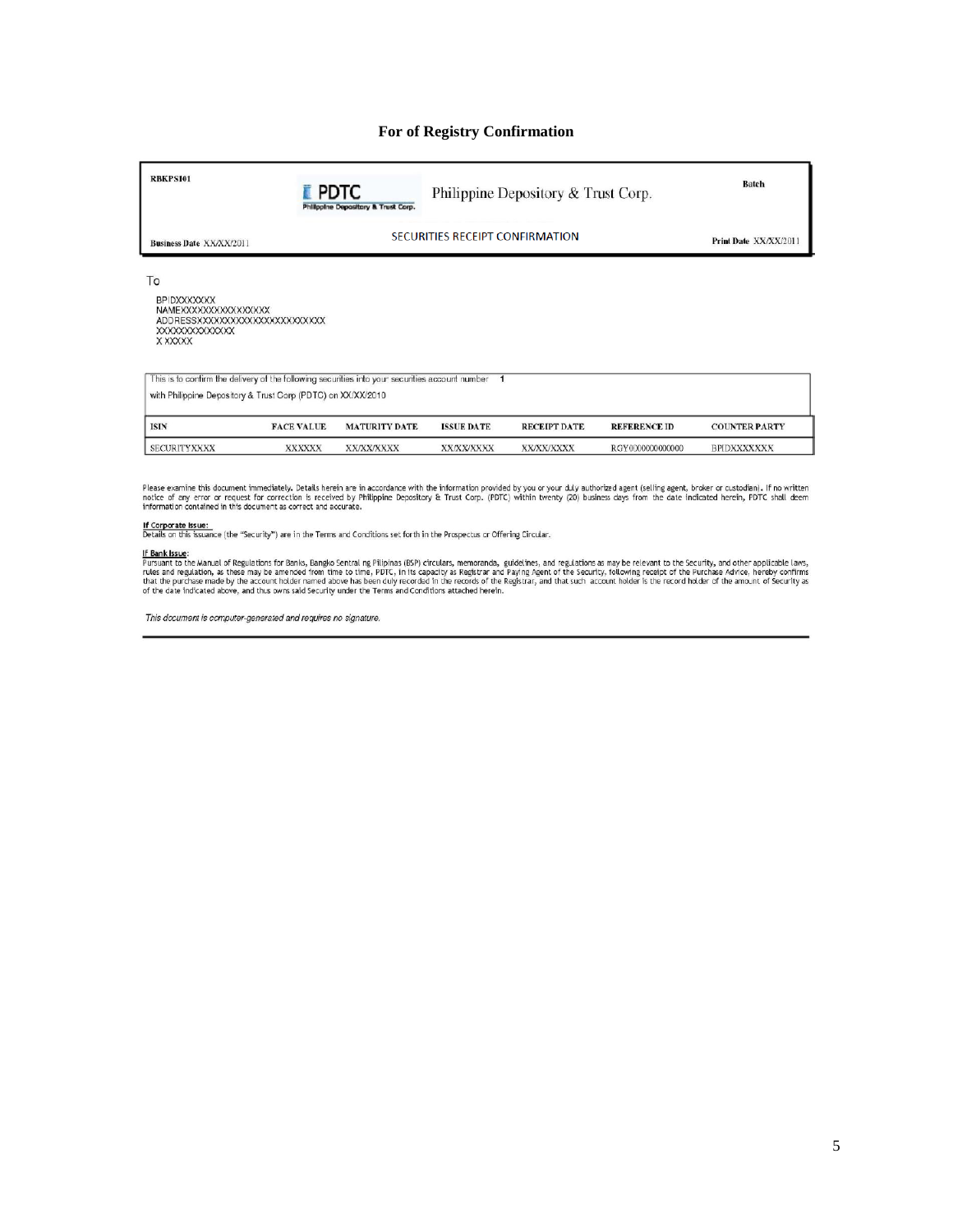**For of Registry Confirmation**

| RBKPS101 | PDTC Philippine Depository & Trust Corp. | Philippine Depository & Trust Corp. | Batch |
|---|---|---|---|
| Business Date XX/XX/2011 | SECURITIES RECEIPT CONFIRMATION | | Print Date XX/XX/2011 |

To

BPIDXXXXXXX
NAMEXXXXXXXXXXXXXXXX
ADDRESSXXXXXXXXXXXXXXXXXXXXXXXX
XXXXXXXXXXXXXX
X XXXXX

This is to confirm the delivery of the following securities into your securities account number 1
with Philippine Depository & Trust Corp (PDTC) on XX/XX/2010

| ISIN | FACE VALUE | MATURITY DATE | ISSUE DATE | RECEIPT DATE | REFERENCE ID | COUNTER PARTY |
|---|---|---|---|---|---|---|
| SECURITYXXXX | XXXXXX | XX/XX/XXXX | XX/XX/XXXX | XX/XX/XXXX | RGY0000000000000 | BPIDXXXXXXX |

Please examine this document immediately. Details herein are in accordance with the information provided by you or your duly authorized agent (selling agent, broker or custodian). If no written notice of any error or request for correction is received by Philippine Depository & Trust Corp. (PDTC) within twenty (20) business days from the date indicated herein, PDTC shall deem information contained in this document as correct and accurate.

**If Corporate Issue:**
Details on this issuance (the "Security") are in the Terms and Conditions set forth in the Prospectus or Offering Circular.

**If Bank Issue:**
Pursuant to the Manual of Regulations for Banks, Bangko Sentral ng Pilipinas (BSP) circulars, memoranda, guidelines, and regulations as may be relevant to the Security, and other applicable laws, rules and regulation, as these may be amended from time to time, PDTC, in its capacity as Registrar and Paying Agent of the Security, following receipt of the Purchase Advice, hereby confirms that the purchase made by the account holder named above has been duly recorded in the records of the Registrar, and that such account holder is the record holder of the amount of Security as of the date indicated above, and thus owns said Security under the Terms and Conditions attached herein.

*This document is computer-generated and requires no signature.*